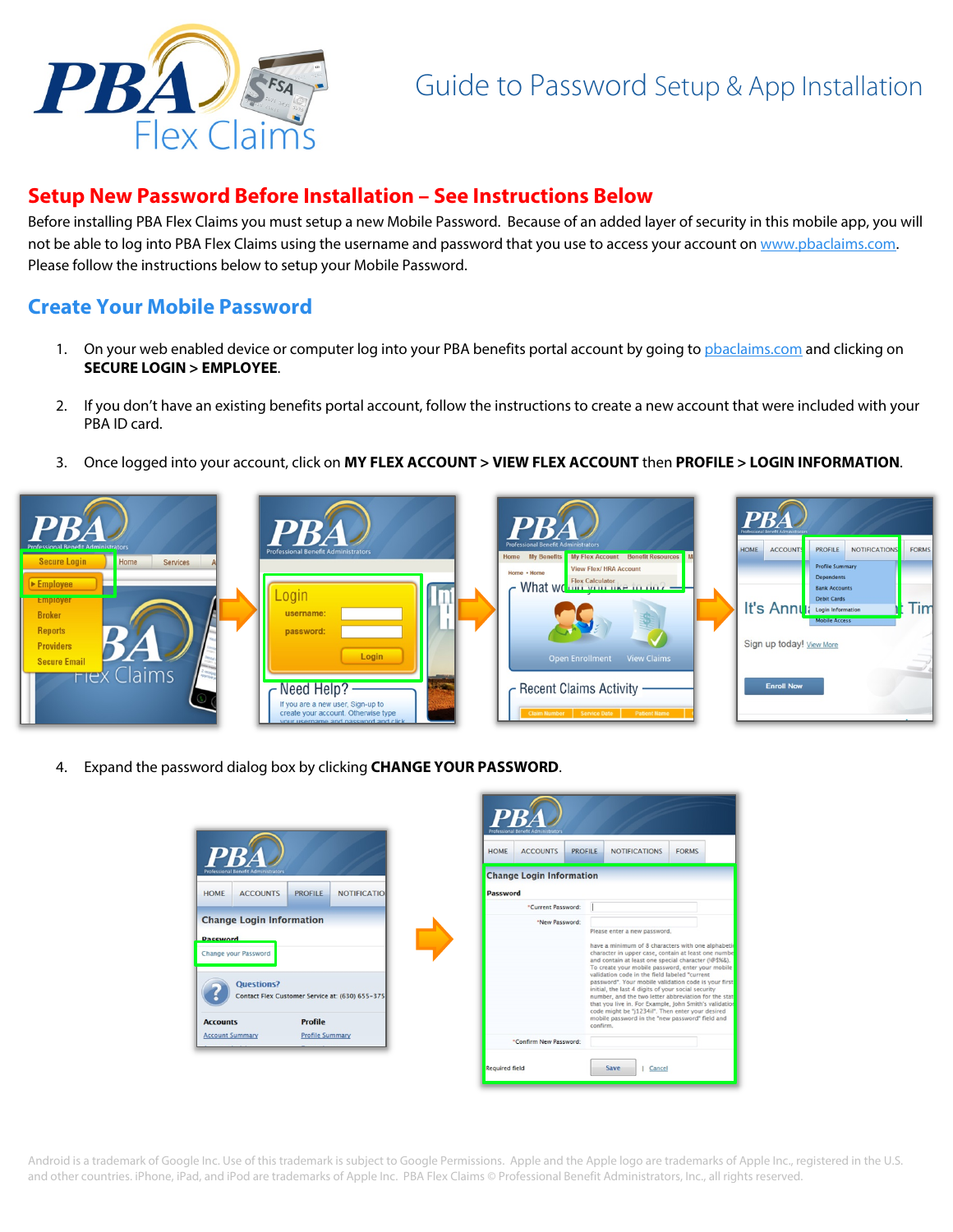# Guide to Password Setup & App Installation

## Setup New Password Before Installation – See Instructions Below

Before installing PBA Flex Claims you must setup a new Mobile Password. Because of an added layer of security in this mobile app, you will not be able to log into PBA Flex Claims using the username and password that you use to access your account on www.pbaclaims.com. Please follow the instructions below to setup your Mobile Password.

## Create Your Mobile Password

1. On your web enabled device or computer log into your PBA benefits portal account by going to pbaclaims.com and clicking on **SECURE LOGIN > EMPLOYEE**.

2. If you don't have an existing benefits portal account, follow the instructions to create a new account that were included with your PBA ID card.

3. Once logged into your account, click on **MY FLEX ACCOUNT > VIEW FLEX ACCOUNT** then **PROFILE > LOGIN INFORMATION**.

4. Expand the password dialog box by clicking **CHANGE YOUR PASSWORD**.

Android is a trademark of Google Inc. Use of this trademark is subject to Google Permissions. Apple and the Apple logo are trademarks of Apple Inc., registered in the U.S. and other countries. iPhone, iPad, and iPod are trademarks of Apple Inc. PBA Flex Claims © Professional Benefit Administrators, Inc., all rights reserved.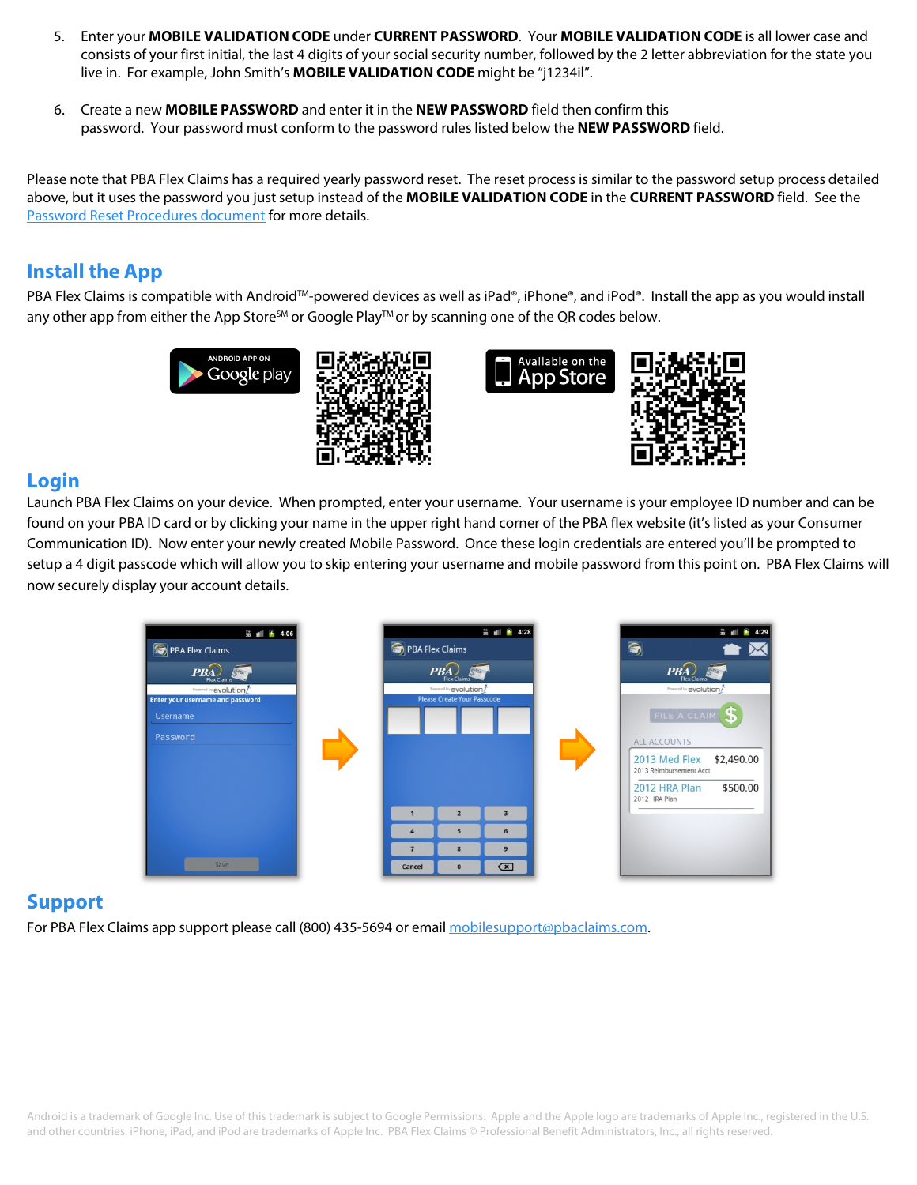5. Enter your **MOBILE VALIDATION CODE** under **CURRENT PASSWORD**. Your **MOBILE VALIDATION CODE** is all lower case and consists of your first initial, the last 4 digits of your social security number, followed by the 2 letter abbreviation for the state you live in. For example, John Smith's **MOBILE VALIDATION CODE** might be "j1234il".

6. Create a new **MOBILE PASSWORD** and enter it in the **NEW PASSWORD** field then confirm this password. Your password must conform to the password rules listed below the **NEW PASSWORD** field.

Please note that PBA Flex Claims has a required yearly password reset. The reset process is similar to the password setup process detailed above, but it uses the password you just setup instead of the **MOBILE VALIDATION CODE** in the **CURRENT PASSWORD** field. See the Password Reset Procedures document for more details.

## Install the App

PBA Flex Claims is compatible with Android™-powered devices as well as iPad®, iPhone®, and iPod®. Install the app as you would install any other app from either the App Store℠ or Google Play™ or by scanning one of the QR codes below.

## Login

Launch PBA Flex Claims on your device. When prompted, enter your username. Your username is your employee ID number and can be found on your PBA ID card or by clicking your name in the upper right hand corner of the PBA flex website (it's listed as your Consumer Communication ID). Now enter your newly created Mobile Password. Once these login credentials are entered you'll be prompted to setup a 4 digit passcode which will allow you to skip entering your username and mobile password from this point on. PBA Flex Claims will now securely display your account details.

## Support

For PBA Flex Claims app support please call (800) 435-5694 or email mobilesupport@pbaclaims.com.

Android is a trademark of Google Inc. Use of this trademark is subject to Google Permissions. Apple and the Apple logo are trademarks of Apple Inc., registered in the U.S. and other countries. iPhone, iPad, and iPod are trademarks of Apple Inc. PBA Flex Claims © Professional Benefit Administrators, Inc., all rights reserved.